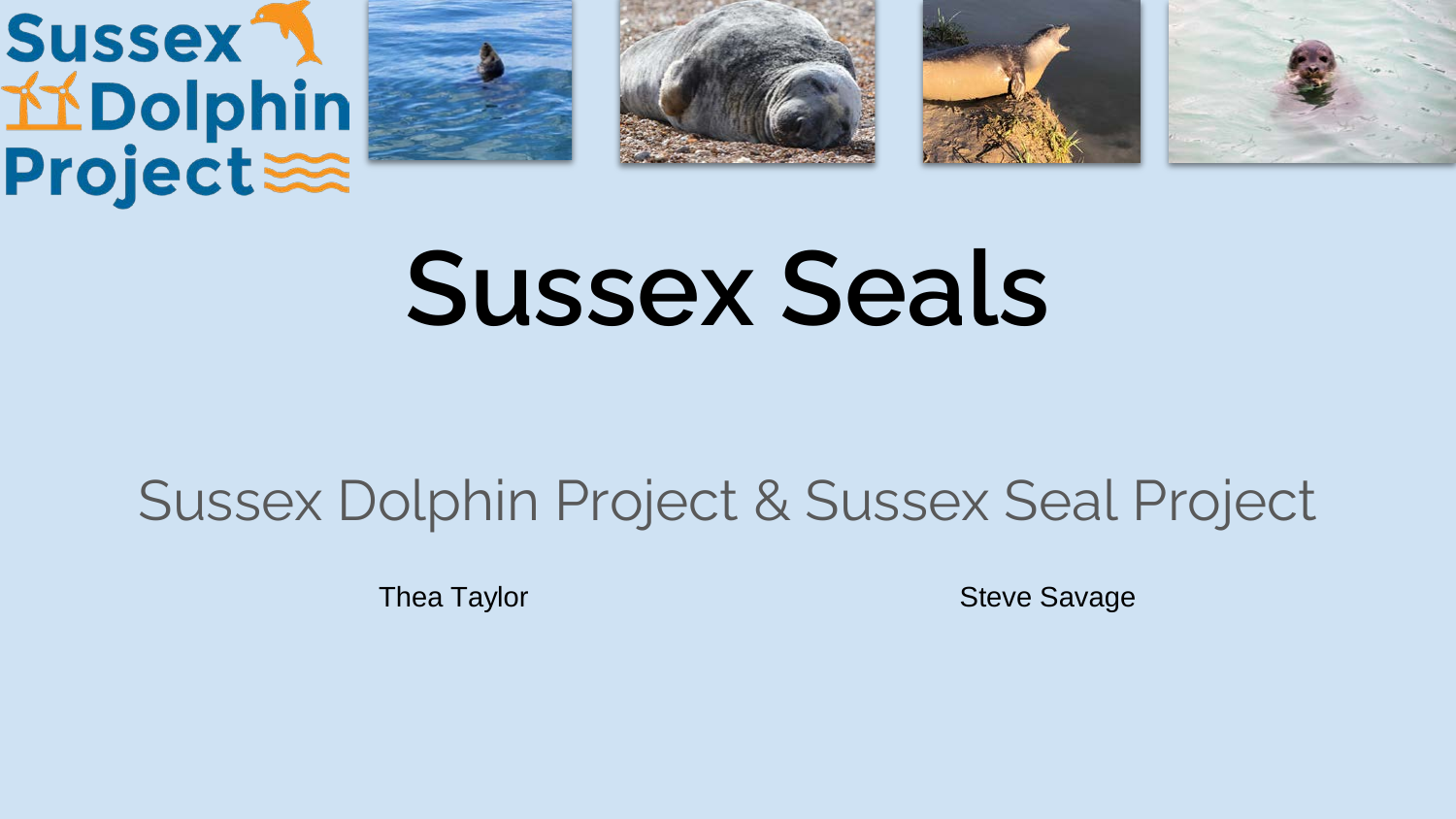# Sussex Seals

## Sussex Dolphin Project & Sussex Seal Project

Thea Taylor

Steve Savage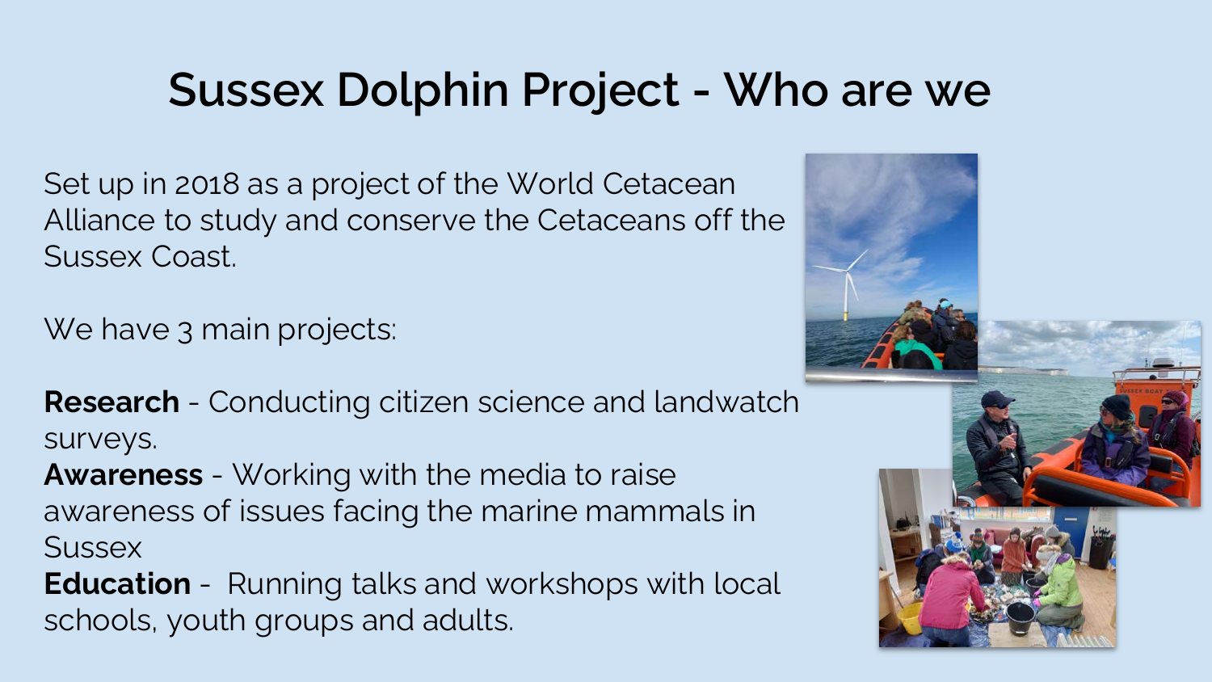# Sussex Dolphin Project - Who are we

Set up in 2018 as a project of the World Cetacean Alliance to study and conserve the Cetaceans off the Sussex Coast.

We have 3 main projects:

**Research** - Conducting citizen science and landwatch surveys.
**Awareness** - Working with the media to raise awareness of issues facing the marine mammals in Sussex
**Education** - Running talks and workshops with local schools, youth groups and adults.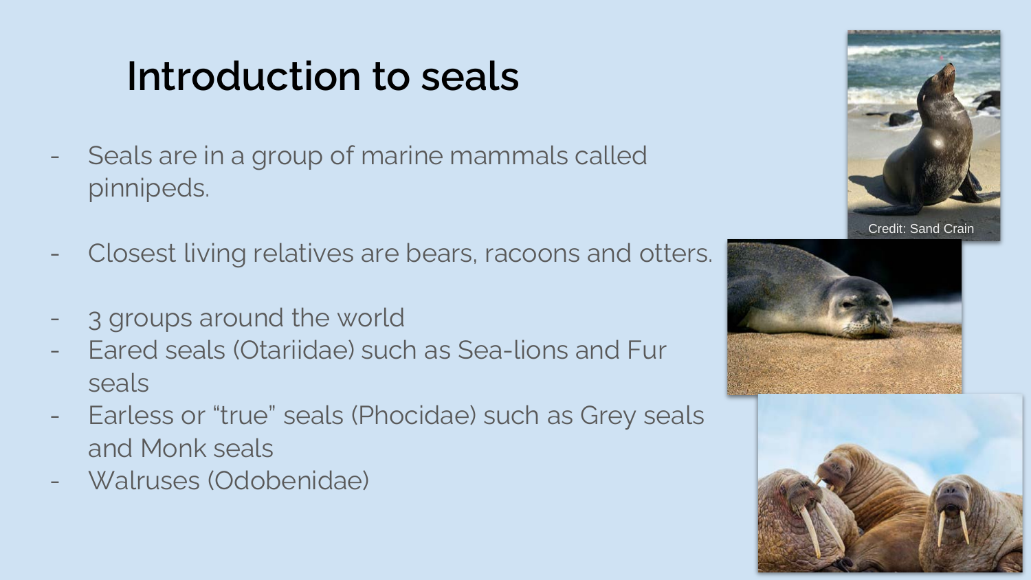# Introduction to seals

- Seals are in a group of marine mammals called pinnipeds.

- Closest living relatives are bears, racoons and otters.

- 3 groups around the world
- Eared seals (Otariidae) such as Sea-lions and Fur seals
- Earless or "true" seals (Phocidae) such as Grey seals and Monk seals
- Walruses (Odobenidae)

Credit: Sand Crain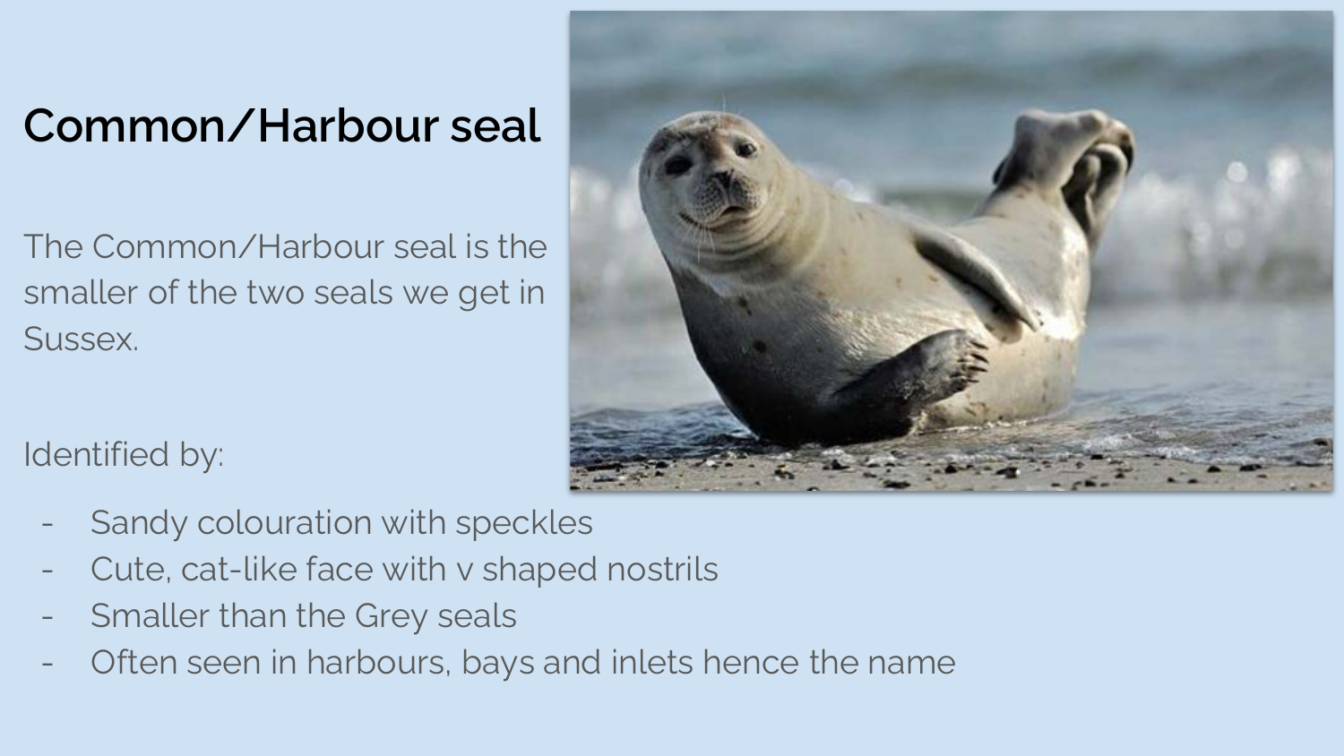# Common/Harbour seal

The Common/Harbour seal is the smaller of the two seals we get in Sussex.

Identified by:

- Sandy colouration with speckles
- Cute, cat-like face with v shaped nostrils
- Smaller than the Grey seals
- Often seen in harbours, bays and inlets hence the name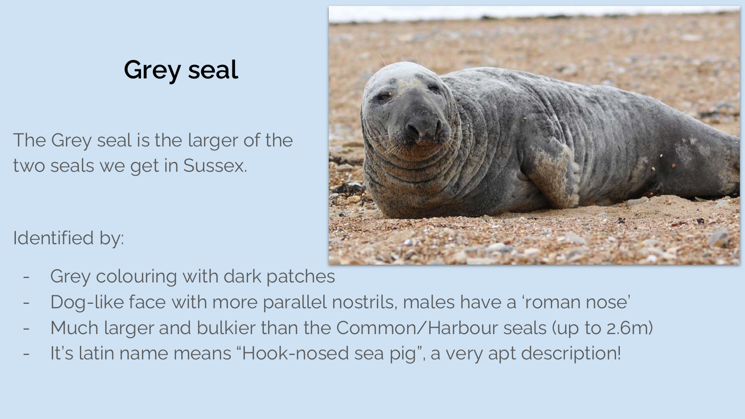# Grey seal

The Grey seal is the larger of the two seals we get in Sussex.

Identified by:

- Grey colouring with dark patches
- Dog-like face with more parallel nostrils, males have a 'roman nose'
- Much larger and bulkier than the Common/Harbour seals (up to 2.6m)
- It's latin name means "Hook-nosed sea pig", a very apt description!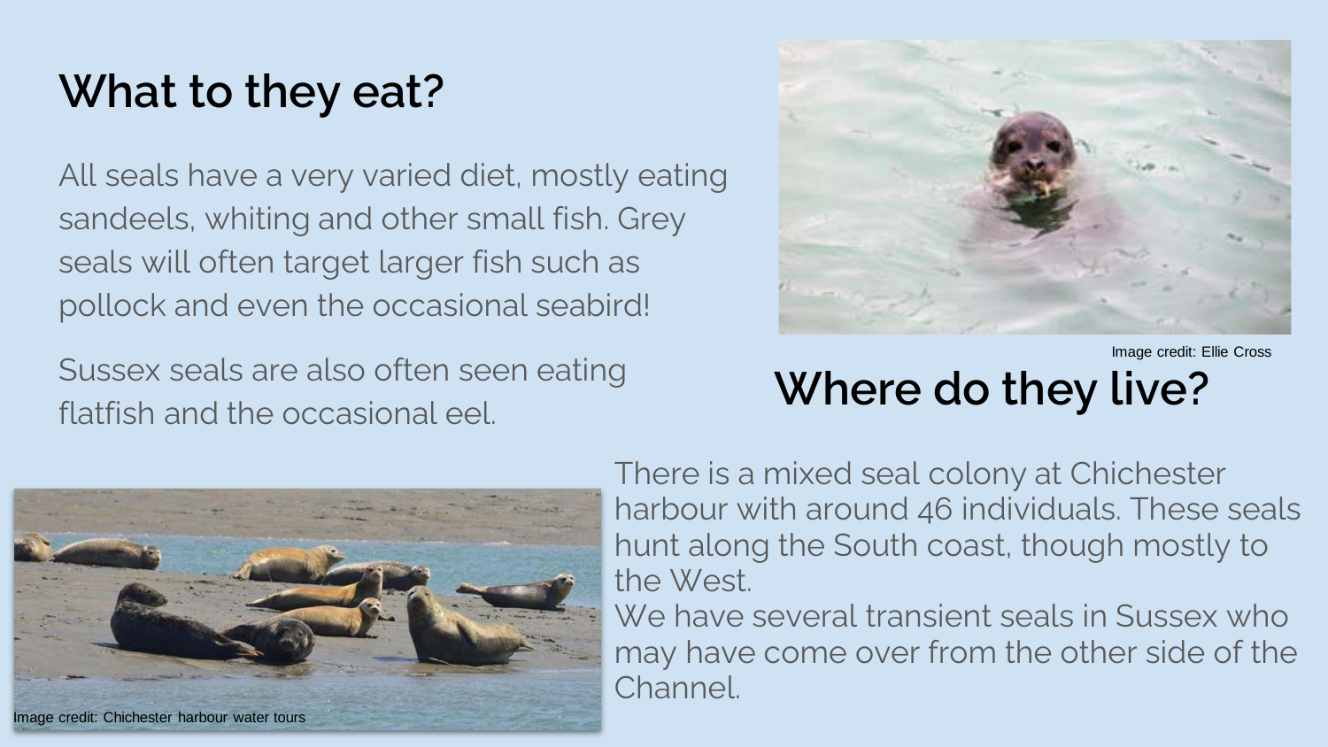## What to they eat?

All seals have a very varied diet, mostly eating sandeels, whiting and other small fish. Grey seals will often target larger fish such as pollock and even the occasional seabird!

Sussex seals are also often seen eating flatfish and the occasional eel.

Image credit: Ellie Cross

## Where do they live?

There is a mixed seal colony at Chichester harbour with around 46 individuals. These seals hunt along the South coast, though mostly to the West.

We have several transient seals in Sussex who may have come over from the other side of the Channel.

Image credit: Chichester harbour water tours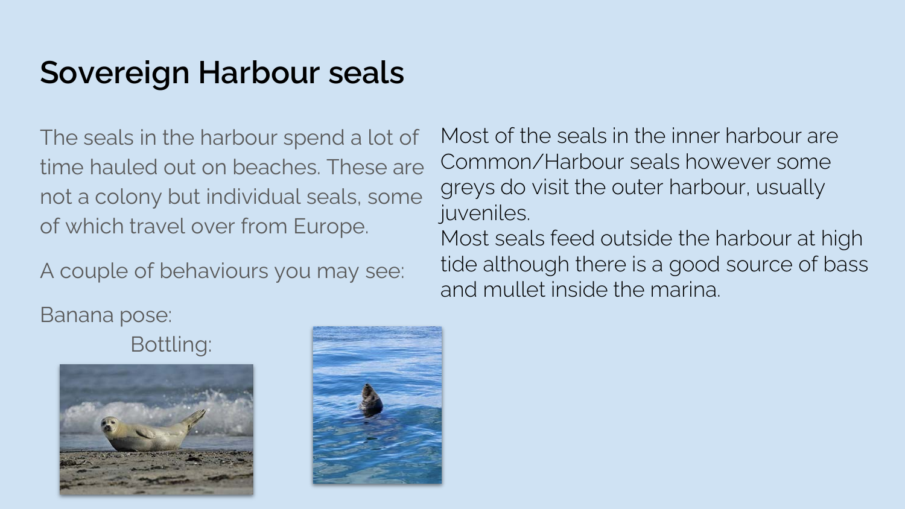# Sovereign Harbour seals

The seals in the harbour spend a lot of time hauled out on beaches. These are not a colony but individual seals, some of which travel over from Europe.

A couple of behaviours you may see:

Banana pose:

Bottling:

Most of the seals in the inner harbour are Common/Harbour seals however some greys do visit the outer harbour, usually juveniles.

Most seals feed outside the harbour at high tide although there is a good source of bass and mullet inside the marina.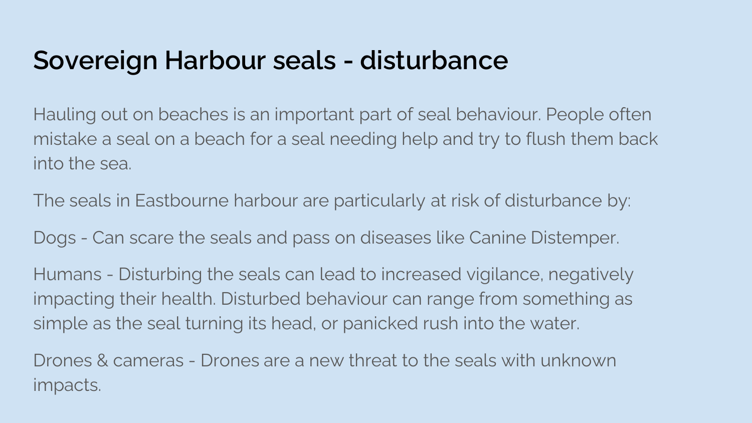# Sovereign Harbour seals - disturbance

Hauling out on beaches is an important part of seal behaviour. People often mistake a seal on a beach for a seal needing help and try to flush them back into the sea.

The seals in Eastbourne harbour are particularly at risk of disturbance by:

Dogs - Can scare the seals and pass on diseases like Canine Distemper.

Humans - Disturbing the seals can lead to increased vigilance, negatively impacting their health. Disturbed behaviour can range from something as simple as the seal turning its head, or panicked rush into the water.

Drones & cameras - Drones are a new threat to the seals with unknown impacts.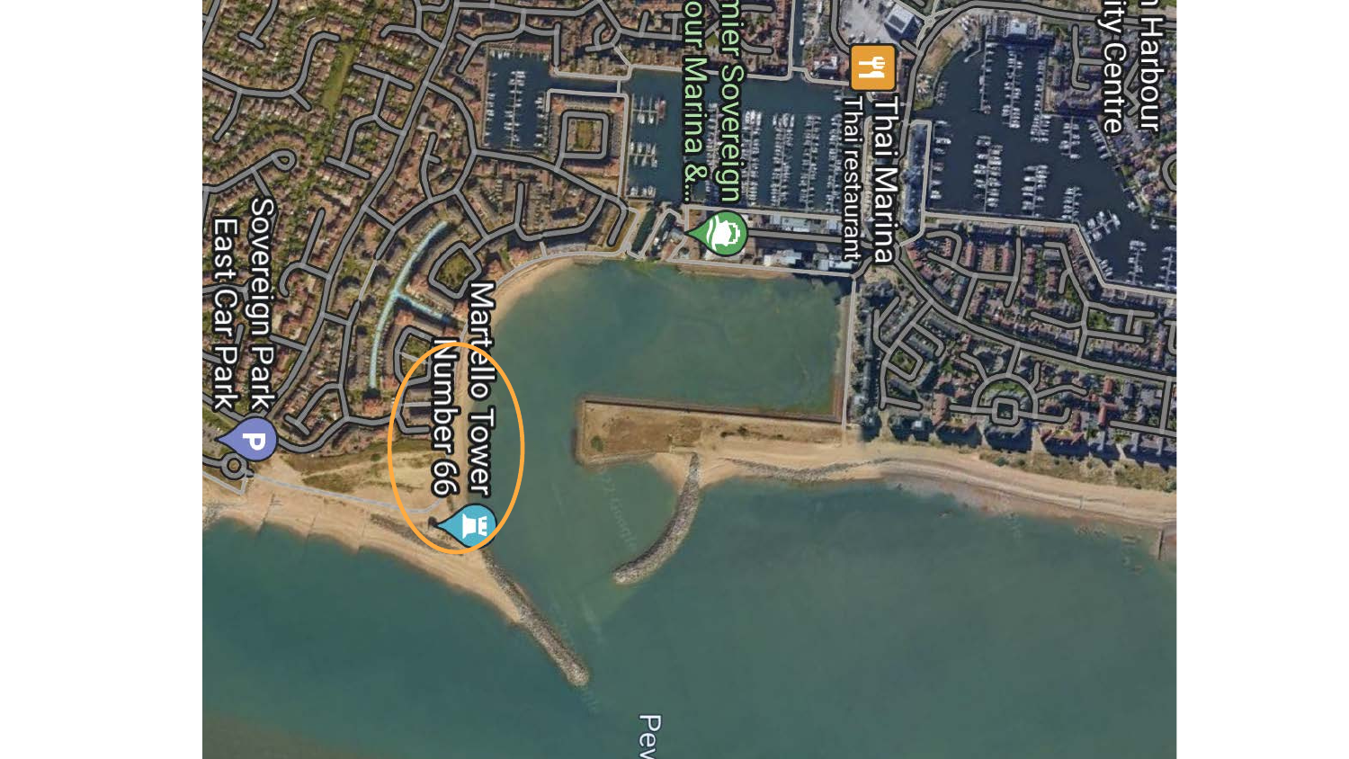Sovereign Park East Car Park

Martello Tower Number 66

Premier Sovereign Harbour Marina &...

Thai Marina

Thai restaurant

Harbour City Centre

Pev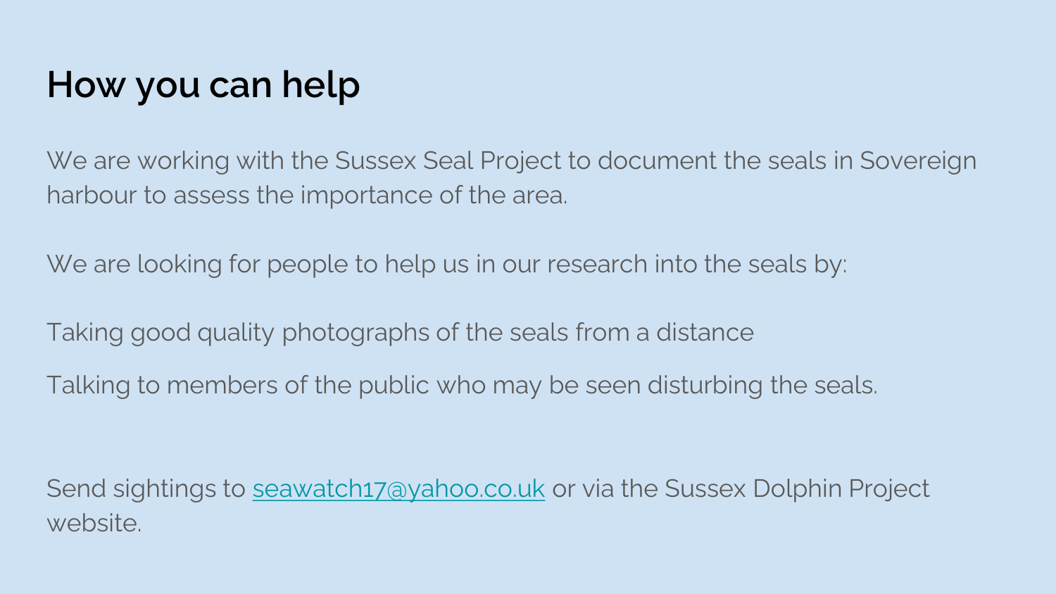# How you can help

We are working with the Sussex Seal Project to document the seals in Sovereign harbour to assess the importance of the area.

We are looking for people to help us in our research into the seals by:

Taking good quality photographs of the seals from a distance

Talking to members of the public who may be seen disturbing the seals.

Send sightings to seawatch17@yahoo.co.uk or via the Sussex Dolphin Project website.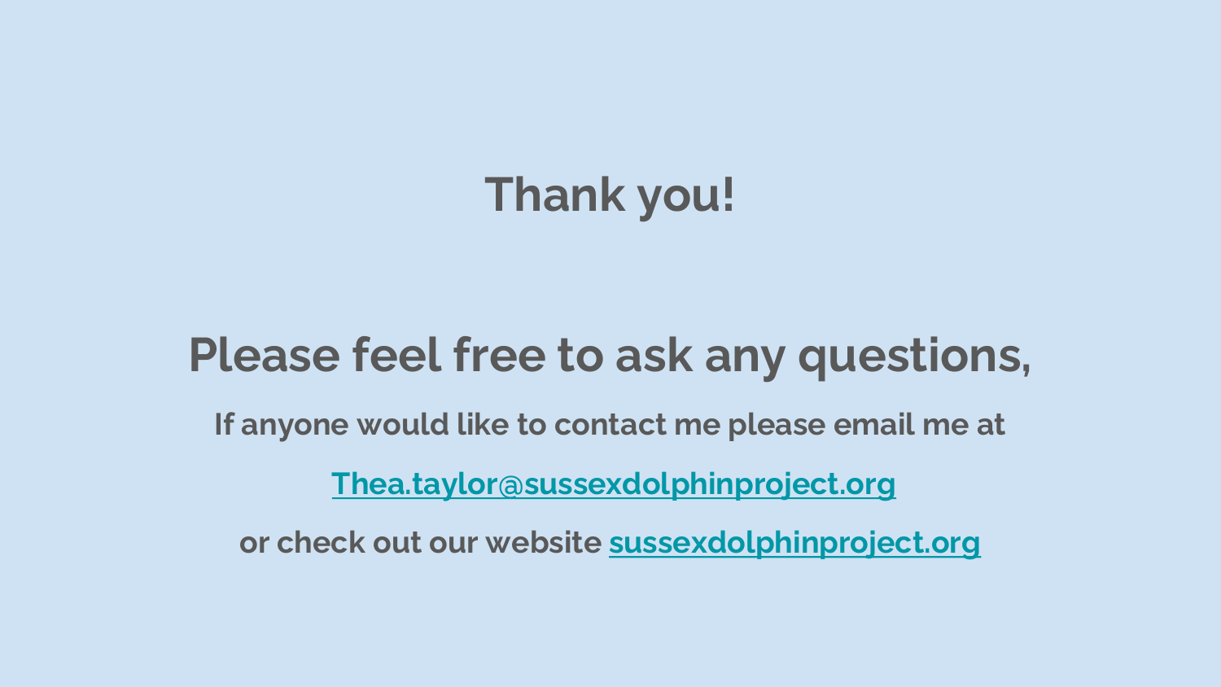# Thank you!

## Please feel free to ask any questions,

**If anyone would like to contact me please email me at**

**Thea.taylor@sussexdolphinproject.org**

**or check out our website sussexdolphinproject.org**